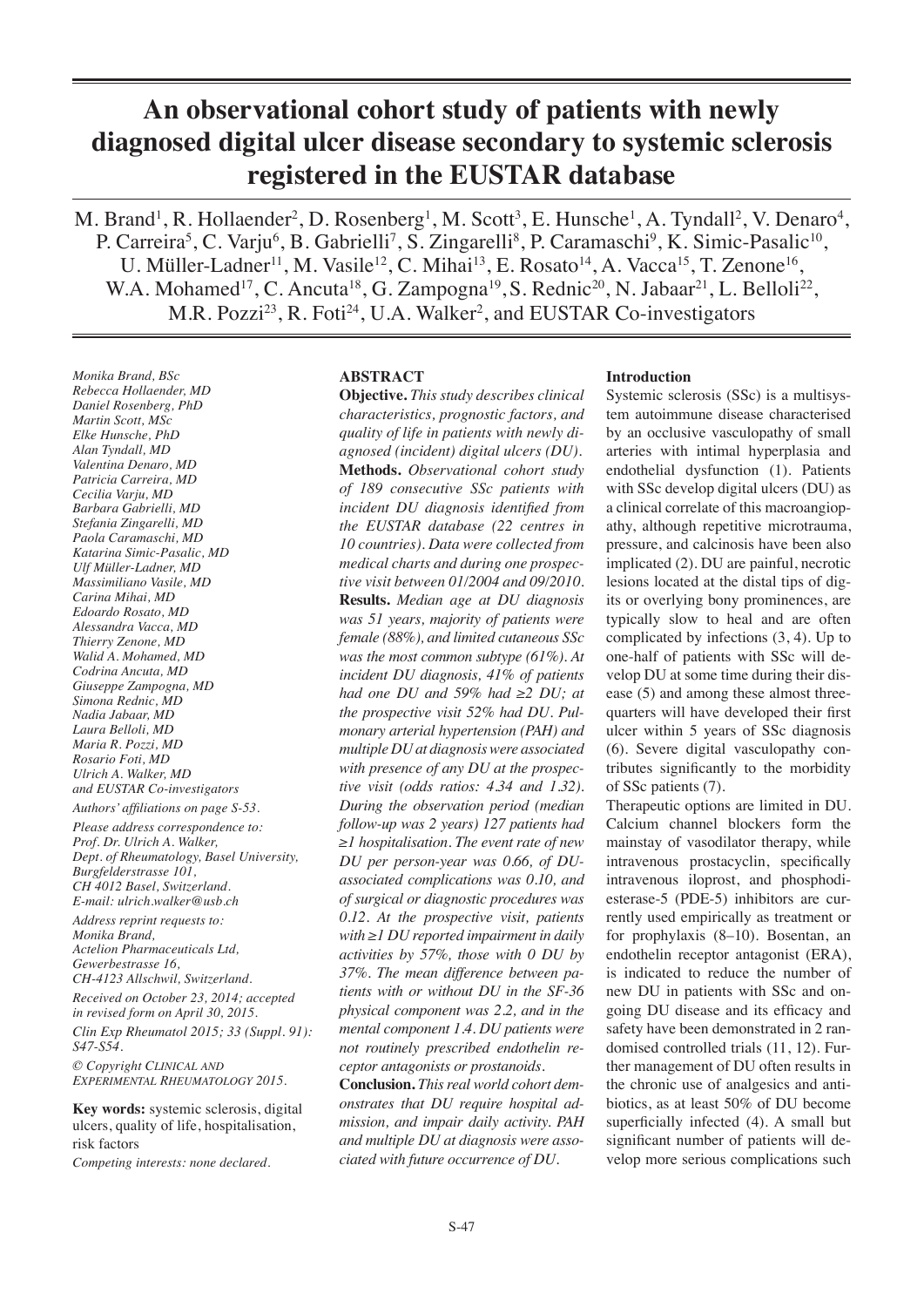# An observational cohort study of patients with newly diagnosed digital ulcer disease secondary to systemic sclerosis registered in the EUSTAR database

M. Brand[1], R. Hollaender[2], D. Rosenberg[1], M. Scott[3], E. Hunsche[1], A. Tyndall[2], V. Denaro[4], P. Carreira[5], C. Varju[6], B. Gabrielli[7], S. Zingarelli[8], P. Caramaschi[9], K. Simic-Pasalic[10], U. Müller-Ladner[11], M. Vasile[12], C. Mihai[13], E. Rosato[14], A. Vacca[15], T. Zenone[16], W.A. Mohamed[17], C. Ancuta[18], G. Zampogna[19], S. Rednic[20], N. Jabaar[21], L. Belloli[22], M.R. Pozzi[23], R. Foti[24], U.A. Walker[2], and EUSTAR Co-investigators

*Monika Brand, BSc*
*Rebecca Hollaender, MD*
*Daniel Rosenberg, PhD*
*Martin Scott, MSc*
*Elke Hunsche, PhD*
*Alan Tyndall, MD*
*Valentina Denaro, MD*
*Patricia Carreira, MD*
*Cecilia Varju, MD*
*Barbara Gabrielli, MD*
*Stefania Zingarelli, MD*
*Paola Caramaschi, MD*
*Katarina Simic-Pasalic, MD*
*Ulf Müller-Ladner, MD*
*Massimiliano Vasile, MD*
*Carina Mihai, MD*
*Edoardo Rosato, MD*
*Alessandra Vacca, MD*
*Thierry Zenone, MD*
*Walid A. Mohamed, MD*
*Codrina Ancuta, MD*
*Giuseppe Zampogna, MD*
*Simona Rednic, MD*
*Nadia Jabaar, MD*
*Laura Belloli, MD*
*Maria R. Pozzi, MD*
*Rosario Foti, MD*
*Ulrich A. Walker, MD*
*and EUSTAR Co-investigators*

*Authors' affiliations on page S-53.*

*Please address correspondence to:*
*Prof. Dr. Ulrich A. Walker,*
*Dept. of Rheumatology, Basel University,*
*Burgfelderstrasse 101,*
*CH 4012 Basel, Switzerland.*
*E-mail: ulrich.walker@usb.ch*

*Address reprint requests to:*
*Monika Brand,*
*Actelion Pharmaceuticals Ltd,*
*Gewerbestrasse 16,*
*CH-4123 Allschwil, Switzerland.*

*Received on October 23, 2014; accepted in revised form on April 30, 2015.*

*Clin Exp Rheumatol 2015; 33 (Suppl. 91): S47-S54.*

*© Copyright Clinical and Experimental Rheumatology 2015.*

**Key words:** systemic sclerosis, digital ulcers, quality of life, hospitalisation, risk factors

*Competing interests: none declared.*

## ABSTRACT

**Objective.** *This study describes clinical characteristics, prognostic factors, and quality of life in patients with newly diagnosed (incident) digital ulcers (DU).*

**Methods.** *Observational cohort study of 189 consecutive SSc patients with incident DU diagnosis identified from the EUSTAR database (22 centres in 10 countries). Data were collected from medical charts and during one prospective visit between 01/2004 and 09/2010.*

**Results.** *Median age at DU diagnosis was 51 years, majority of patients were female (88%), and limited cutaneous SSc was the most common subtype (61%). At incident DU diagnosis, 41% of patients had one DU and 59% had ≥2 DU; at the prospective visit 52% had DU. Pulmonary arterial hypertension (PAH) and multiple DU at diagnosis were associated with presence of any DU at the prospective visit (odds ratios: 4.34 and 1.32). During the observation period (median follow-up was 2 years) 127 patients had ≥1 hospitalisation. The event rate of new DU per person-year was 0.66, of DU-associated complications was 0.10, and of surgical or diagnostic procedures was 0.12. At the prospective visit, patients with ≥1 DU reported impairment in daily activities by 57%, those with 0 DU by 37%. The mean difference between patients with or without DU in the SF-36 physical component was 2.2, and in the mental component 1.4. DU patients were not routinely prescribed endothelin receptor antagonists or prostanoids.*

**Conclusion.** *This real world cohort demonstrates that DU require hospital admission, and impair daily activity. PAH and multiple DU at diagnosis were associated with future occurrence of DU.*

## Introduction

Systemic sclerosis (SSc) is a multisystem autoimmune disease characterised by an occlusive vasculopathy of small arteries with intimal hyperplasia and endothelial dysfunction (1). Patients with SSc develop digital ulcers (DU) as a clinical correlate of this macroangiopathy, although repetitive microtrauma, pressure, and calcinosis have been also implicated (2). DU are painful, necrotic lesions located at the distal tips of digits or overlying bony prominences, are typically slow to heal and are often complicated by infections (3, 4). Up to one-half of patients with SSc will develop DU at some time during their disease (5) and among these almost three-quarters will have developed their first ulcer within 5 years of SSc diagnosis (6). Severe digital vasculopathy contributes significantly to the morbidity of SSc patients (7).

Therapeutic options are limited in DU. Calcium channel blockers form the mainstay of vasodilator therapy, while intravenous prostacyclin, specifically intravenous iloprost, and phosphodiesterase-5 (PDE-5) inhibitors are currently used empirically as treatment or for prophylaxis (8–10). Bosentan, an endothelin receptor antagonist (ERA), is indicated to reduce the number of new DU in patients with SSc and ongoing DU disease and its efficacy and safety have been demonstrated in 2 randomised controlled trials (11, 12). Further management of DU often results in the chronic use of analgesics and antibiotics, as at least 50% of DU become superficially infected (4). A small but significant number of patients will develop more serious complications such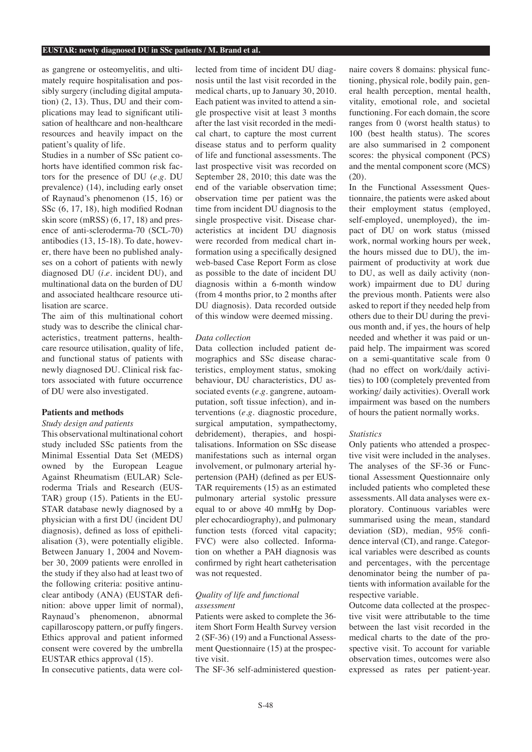as gangrene or osteomyelitis, and ultimately require hospitalisation and possibly surgery (including digital amputation) (2, 13). Thus, DU and their complications may lead to significant utilisation of healthcare and non-healthcare resources and heavily impact on the patient's quality of life.

Studies in a number of SSc patient cohorts have identified common risk factors for the presence of DU (*e.g.* DU prevalence) (14), including early onset of Raynaud's phenomenon (15, 16) or SSc (6, 17, 18), high modified Rodnan skin score (mRSS) (6, 17, 18) and presence of anti-scleroderma-70 (SCL-70) antibodies (13, 15-18). To date, however, there have been no published analyses on a cohort of patients with newly diagnosed DU (*i.e.* incident DU), and multinational data on the burden of DU and associated healthcare resource utilisation are scarce.

The aim of this multinational cohort study was to describe the clinical characteristics, treatment patterns, healthcare resource utilisation, quality of life, and functional status of patients with newly diagnosed DU. Clinical risk factors associated with future occurrence of DU were also investigated.

## Patients and methods

### *Study design and patients*

This observational multinational cohort study included SSc patients from the Minimal Essential Data Set (MEDS) owned by the European League Against Rheumatism (EULAR) Scleroderma Trials and Research (EUSTAR) group (15). Patients in the EUSTAR database newly diagnosed by a physician with a first DU (incident DU diagnosis), defined as loss of epithelialisation (3), were potentially eligible. Between January 1, 2004 and November 30, 2009 patients were enrolled in the study if they also had at least two of the following criteria: positive antinuclear antibody (ANA) (EUSTAR definition: above upper limit of normal), Raynaud's phenomenon, abnormal capillaroscopy pattern, or puffy fingers. Ethics approval and patient informed consent were covered by the umbrella EUSTAR ethics approval (15).

In consecutive patients, data were collected from time of incident DU diagnosis until the last visit recorded in the medical charts, up to January 30, 2010. Each patient was invited to attend a single prospective visit at least 3 months after the last visit recorded in the medical chart, to capture the most current disease status and to perform quality of life and functional assessments. The last prospective visit was recorded on September 28, 2010; this date was the end of the variable observation time; observation time per patient was the time from incident DU diagnosis to the single prospective visit. Disease characteristics at incident DU diagnosis were recorded from medical chart information using a specifically designed web-based Case Report Form as close as possible to the date of incident DU diagnosis within a 6-month window (from 4 months prior, to 2 months after DU diagnosis). Data recorded outside of this window were deemed missing.

### *Data collection*

Data collection included patient demographics and SSc disease characteristics, employment status, smoking behaviour, DU characteristics, DU associated events (*e.g.* gangrene, autoamputation, soft tissue infection), and interventions (*e.g.* diagnostic procedure, surgical amputation, sympathectomy, debridement), therapies, and hospitalisations. Information on SSc disease manifestations such as internal organ involvement, or pulmonary arterial hypertension (PAH) (defined as per EUSTAR requirements (15) as an estimated pulmonary arterial systolic pressure equal to or above 40 mmHg by Doppler echocardiography), and pulmonary function tests (forced vital capacity; FVC) were also collected. Information on whether a PAH diagnosis was confirmed by right heart catheterisation was not requested.

### *Quality of life and functional assessment*

Patients were asked to complete the 36-item Short Form Health Survey version 2 (SF-36) (19) and a Functional Assessment Questionnaire (15) at the prospective visit.

The SF-36 self-administered questionnaire covers 8 domains: physical functioning, physical role, bodily pain, general health perception, mental health, vitality, emotional role, and societal functioning. For each domain, the score ranges from 0 (worst health status) to 100 (best health status). The scores are also summarised in 2 component scores: the physical component (PCS) and the mental component score (MCS) (20).

In the Functional Assessment Questionnaire, the patients were asked about their employment status (employed, self-employed, unemployed), the impact of DU on work status (missed work, normal working hours per week, the hours missed due to DU), the impairment of productivity at work due to DU, as well as daily activity (non-work) impairment due to DU during the previous month. Patients were also asked to report if they needed help from others due to their DU during the previous month and, if yes, the hours of help needed and whether it was paid or unpaid help. The impairment was scored on a semi-quantitative scale from 0 (had no effect on work/daily activities) to 100 (completely prevented from working/ daily activities). Overall work impairment was based on the numbers of hours the patient normally works.

### *Statistics*

Only patients who attended a prospective visit were included in the analyses. The analyses of the SF-36 or Functional Assessment Questionnaire only included patients who completed these assessments. All data analyses were exploratory. Continuous variables were summarised using the mean, standard deviation (SD), median, 95% confidence interval (CI), and range. Categorical variables were described as counts and percentages, with the percentage denominator being the number of patients with information available for the respective variable.

Outcome data collected at the prospective visit were attributable to the time between the last visit recorded in the medical charts to the date of the prospective visit. To account for variable observation times, outcomes were also expressed as rates per patient-year.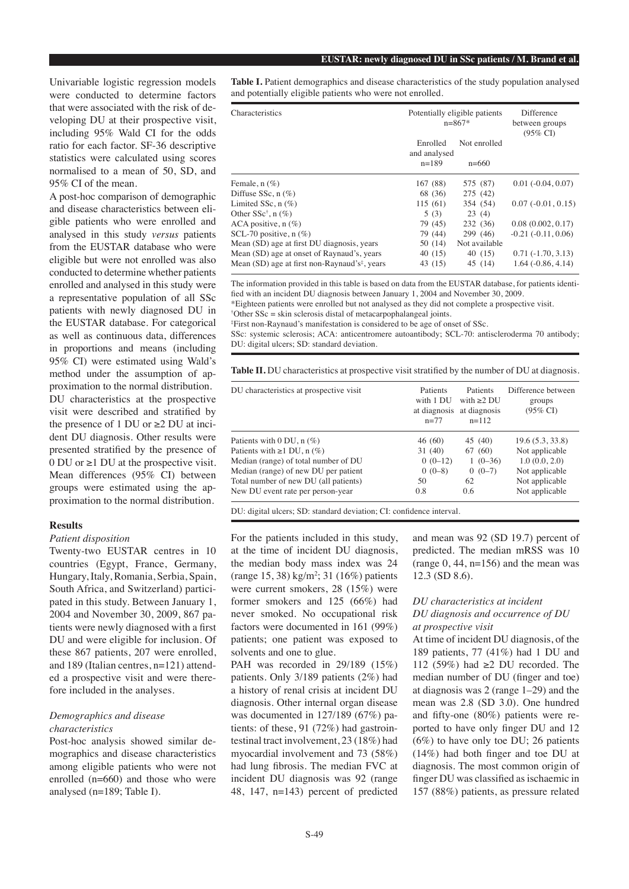Univariable logistic regression models were conducted to determine factors that were associated with the risk of developing DU at their prospective visit, including 95% Wald CI for the odds ratio for each factor. SF-36 descriptive statistics were calculated using scores normalised to a mean of 50, SD, and 95% CI of the mean.

A post-hoc comparison of demographic and disease characteristics between eligible patients who were enrolled and analysed in this study *versus* patients from the EUSTAR database who were eligible but were not enrolled was also conducted to determine whether patients enrolled and analysed in this study were a representative population of all SSc patients with newly diagnosed DU in the EUSTAR database. For categorical as well as continuous data, differences in proportions and means (including 95% CI) were estimated using Wald's method under the assumption of approximation to the normal distribution.

DU characteristics at the prospective visit were described and stratified by the presence of 1 DU or ≥2 DU at incident DU diagnosis. Other results were presented stratified by the presence of 0 DU or ≥1 DU at the prospective visit. Mean differences (95% CI) between groups were estimated using the approximation to the normal distribution.

## Results

### *Patient disposition*

Twenty-two EUSTAR centres in 10 countries (Egypt, France, Germany, Hungary, Italy, Romania, Serbia, Spain, South Africa, and Switzerland) participated in this study. Between January 1, 2004 and November 30, 2009, 867 patients were newly diagnosed with a first DU and were eligible for inclusion. Of these 867 patients, 207 were enrolled, and 189 (Italian centres, n=121) attended a prospective visit and were therefore included in the analyses.

### *Demographics and disease characteristics*

Post-hoc analysis showed similar demographics and disease characteristics among eligible patients who were not enrolled (n=660) and those who were analysed (n=189; Table I).

**Table I.** Patient demographics and disease characteristics of the study population analysed and potentially eligible patients who were not enrolled.

| Characteristics | Potentially eligible patients n=867* | | Difference between groups (95% CI) |
|---|---|---|---|
| | Enrolled and analysed n=189 | Not enrolled n=660 | |
| Female, n (%) | 167 (88) | 575 (87) | 0.01 (-0.04, 0.07) |
| Diffuse SSc, n (%) | 68 (36) | 275 (42) | |
| Limited SSc, n (%) | 115 (61) | 354 (54) | 0.07 (-0.01, 0.15) |
| Other SSc[†], n (%) | 5 (3) | 23 (4) | |
| ACA positive, n (%) | 79 (45) | 232 (36) | 0.08 (0.002, 0.17) |
| SCL-70 positive, n (%) | 79 (44) | 299 (46) | -0.21 (-0.11, 0.06) |
| Mean (SD) age at first DU diagnosis, years | 50 (14) | Not available | |
| Mean (SD) age at onset of Raynaud's, years | 40 (15) | 40 (15) | 0.71 (-1.70, 3.13) |
| Mean (SD) age at first non-Raynaud's[‡], years | 43 (15) | 45 (14) | 1.64 (-0.86, 4.14) |

The information provided in this table is based on data from the EUSTAR database, for patients identified with an incident DU diagnosis between January 1, 2004 and November 30, 2009.
*Eighteen patients were enrolled but not analysed as they did not complete a prospective visit.
[†]Other SSc = skin sclerosis distal of metacarpophalangeal joints.
[‡]First non-Raynaud's manifestation is considered to be age of onset of SSc.
SSc: systemic sclerosis; ACA: anticentromere autoantibody; SCL-70: antiscleroderma 70 antibody; DU: digital ulcers; SD: standard deviation.

**Table II.** DU characteristics at prospective visit stratified by the number of DU at diagnosis.

| DU characteristics at prospective visit | Patients with 1 DU at diagnosis n=77 | Patients with ≥2 DU at diagnosis n=112 | Difference between groups (95% CI) |
|---|---|---|---|
| Patients with 0 DU, n (%) | 46 (60) | 45 (40) | 19.6 (5.3, 33.8) |
| Patients with ≥1 DU, n (%) | 31 (40) | 67 (60) | Not applicable |
| Median (range) of total number of DU | 0 (0–12) | 1 (0–36) | 1.0 (0.0, 2.0) |
| Median (range) of new DU per patient | 0 (0–8) | 0 (0–7) | Not applicable |
| Total number of new DU (all patients) | 50 | 62 | Not applicable |
| New DU event rate per person-year | 0.8 | 0.6 | Not applicable |

DU: digital ulcers; SD: standard deviation; CI: confidence interval.

For the patients included in this study, at the time of incident DU diagnosis, the median body mass index was 24 (range 15, 38) kg/m$^2$; 31 (16%) patients were current smokers, 28 (15%) were former smokers and 125 (66%) had never smoked. No occupational risk factors were documented in 161 (99%) patients; one patient was exposed to solvents and one to glue.

PAH was recorded in 29/189 (15%) patients. Only 3/189 patients (2%) had a history of renal crisis at incident DU diagnosis. Other internal organ disease was documented in 127/189 (67%) patients: of these, 91 (72%) had gastrointestinal tract involvement, 23 (18%) had myocardial involvement and 73 (58%) had lung fibrosis. The median FVC at incident DU diagnosis was 92 (range 48, 147, n=143) percent of predicted and mean was 92 (SD 19.7) percent of predicted. The median mRSS was 10 (range 0, 44, n=156) and the mean was 12.3 (SD 8.6).

### *DU characteristics at incident DU diagnosis and occurrence of DU at prospective visit*

At time of incident DU diagnosis, of the 189 patients, 77 (41%) had 1 DU and 112 (59%) had ≥2 DU recorded. The median number of DU (finger and toe) at diagnosis was 2 (range 1–29) and the mean was 2.8 (SD 3.0). One hundred and fifty-one (80%) patients were reported to have only finger DU and 12 (6%) to have only toe DU; 26 patients (14%) had both finger and toe DU at diagnosis. The most common origin of finger DU was classified as ischaemic in 157 (88%) patients, as pressure related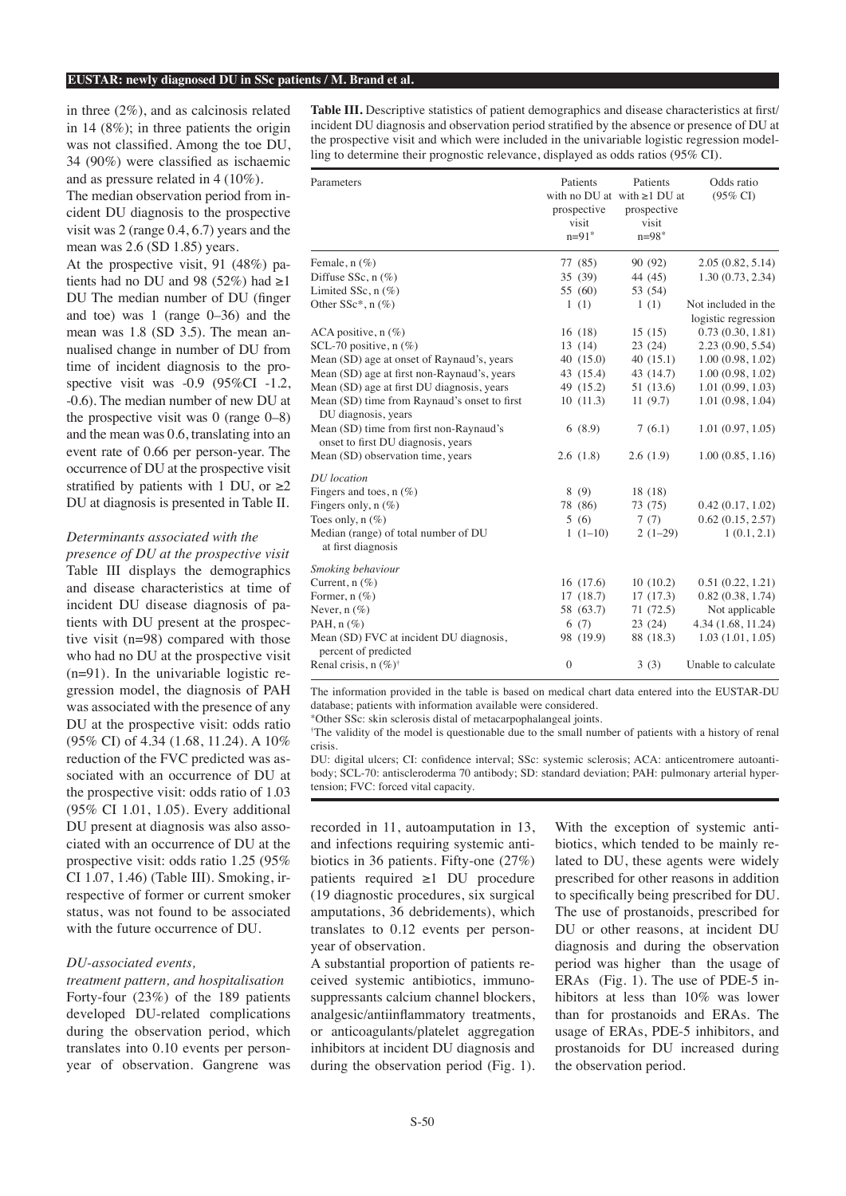in three (2%), and as calcinosis related in 14 (8%); in three patients the origin was not classified. Among the toe DU, 34 (90%) were classified as ischaemic and as pressure related in 4 (10%).

The median observation period from incident DU diagnosis to the prospective visit was 2 (range 0.4, 6.7) years and the mean was 2.6 (SD 1.85) years.

At the prospective visit, 91 (48%) patients had no DU and 98 (52%) had ≥1 DU The median number of DU (finger and toe) was 1 (range 0–36) and the mean was 1.8 (SD 3.5). The mean annualised change in number of DU from time of incident diagnosis to the prospective visit was -0.9 (95%CI -1.2, -0.6). The median number of new DU at the prospective visit was 0 (range 0–8) and the mean was 0.6, translating into an event rate of 0.66 per person-year. The occurrence of DU at the prospective visit stratified by patients with 1 DU, or ≥2 DU at diagnosis is presented in Table II.

### *Determinants associated with the presence of DU at the prospective visit*

Table III displays the demographics and disease characteristics at time of incident DU disease diagnosis of patients with DU present at the prospective visit (n=98) compared with those who had no DU at the prospective visit (n=91). In the univariable logistic regression model, the diagnosis of PAH was associated with the presence of any DU at the prospective visit: odds ratio (95% CI) of 4.34 (1.68, 11.24). A 10% reduction of the FVC predicted was associated with an occurrence of DU at the prospective visit: odds ratio of 1.03 (95% CI 1.01, 1.05). Every additional DU present at diagnosis was also associated with an occurrence of DU at the prospective visit: odds ratio 1.25 (95% CI 1.07, 1.46) (Table III). Smoking, irrespective of former or current smoker status, was not found to be associated with the future occurrence of DU.

**Table III.** Descriptive statistics of patient demographics and disease characteristics at first/incident DU diagnosis and observation period stratified by the absence or presence of DU at the prospective visit and which were included in the univariable logistic regression modelling to determine their prognostic relevance, displayed as odds ratios (95% CI).

| Parameters | Patients with no DU at prospective visit n=91* | Patients with ≥1 DU at prospective visit n=98* | Odds ratio (95% CI) |
|---|---|---|---|
| Female, n (%) | 77 (85) | 90 (92) | 2.05 (0.82, 5.14) |
| Diffuse SSc, n (%) | 35 (39) | 44 (45) | 1.30 (0.73, 2.34) |
| Limited SSc, n (%) | 55 (60) | 53 (54) | |
| Other SSc*, n (%) | 1 (1) | 1 (1) | Not included in the logistic regression |
| ACA positive, n (%) | 16 (18) | 15 (15) | 0.73 (0.30, 1.81) |
| SCL-70 positive, n (%) | 13 (14) | 23 (24) | 2.23 (0.90, 5.54) |
| Mean (SD) age at onset of Raynaud's, years | 40 (15.0) | 40 (15.1) | 1.00 (0.98, 1.02) |
| Mean (SD) age at first non-Raynaud's, years | 43 (15.4) | 43 (14.7) | 1.00 (0.98, 1.02) |
| Mean (SD) age at first DU diagnosis, years | 49 (15.2) | 51 (13.6) | 1.01 (0.99, 1.03) |
| Mean (SD) time from Raynaud's onset to first DU diagnosis, years | 10 (11.3) | 11 (9.7) | 1.01 (0.98, 1.04) |
| Mean (SD) time from first non-Raynaud's onset to first DU diagnosis, years | 6 (8.9) | 7 (6.1) | 1.01 (0.97, 1.05) |
| Mean (SD) observation time, years | 2.6 (1.8) | 2.6 (1.9) | 1.00 (0.85, 1.16) |
| *DU location* | | | |
| Fingers and toes, n (%) | 8 (9) | 18 (18) | |
| Fingers only, n (%) | 78 (86) | 73 (75) | 0.42 (0.17, 1.02) |
| Toes only, n (%) | 5 (6) | 7 (7) | 0.62 (0.15, 2.57) |
| Median (range) of total number of DU at first diagnosis | 1 (1–10) | 2 (1–29) | 1 (0.1, 2.1) |
| *Smoking behaviour* | | | |
| Current, n (%) | 16 (17.6) | 10 (10.2) | 0.51 (0.22, 1.21) |
| Former, n (%) | 17 (18.7) | 17 (17.3) | 0.82 (0.38, 1.74) |
| Never, n (%) | 58 (63.7) | 71 (72.5) | Not applicable |
| PAH, n (%) | 6 (7) | 23 (24) | 4.34 (1.68, 11.24) |
| Mean (SD) FVC at incident DU diagnosis, percent of predicted | 98 (19.9) | 88 (18.3) | 1.03 (1.01, 1.05) |
| Renal crisis, n (%)[†] | 0 | 3 (3) | Unable to calculate |

The information provided in the table is based on medical chart data entered into the EUSTAR-DU database; patients with information available were considered.

*Other SSc: skin sclerosis distal of metacarpophalangeal joints.

[†]The validity of the model is questionable due to the small number of patients with a history of renal crisis.

DU: digital ulcers; CI: confidence interval; SSc: systemic sclerosis; ACA: anticentromere autoantibody; SCL-70: antiscleroderma 70 antibody; SD: standard deviation; PAH: pulmonary arterial hypertension; FVC: forced vital capacity.

### *DU-associated events, treatment pattern, and hospitalisation*

Forty-four (23%) of the 189 patients developed DU-related complications during the observation period, which translates into 0.10 events per person-year of observation. Gangrene was recorded in 11, autoamputation in 13, and infections requiring systemic antibiotics in 36 patients. Fifty-one (27%) patients required ≥1 DU procedure (19 diagnostic procedures, six surgical amputations, 36 debridements), which translates to 0.12 events per person-year of observation.

A substantial proportion of patients received systemic antibiotics, immunosuppressants calcium channel blockers, analgesic/antiinflammatory treatments, or anticoagulants/platelet aggregation inhibitors at incident DU diagnosis and during the observation period (Fig. 1). With the exception of systemic antibiotics, which tended to be mainly related to DU, these agents were widely prescribed for other reasons in addition to specifically being prescribed for DU. The use of prostanoids, prescribed for DU or other reasons, at incident DU diagnosis and during the observation period was higher than the usage of ERAs (Fig. 1). The use of PDE-5 inhibitors at less than 10% was lower than for prostanoids and ERAs. The usage of ERAs, PDE-5 inhibitors, and prostanoids for DU increased during the observation period.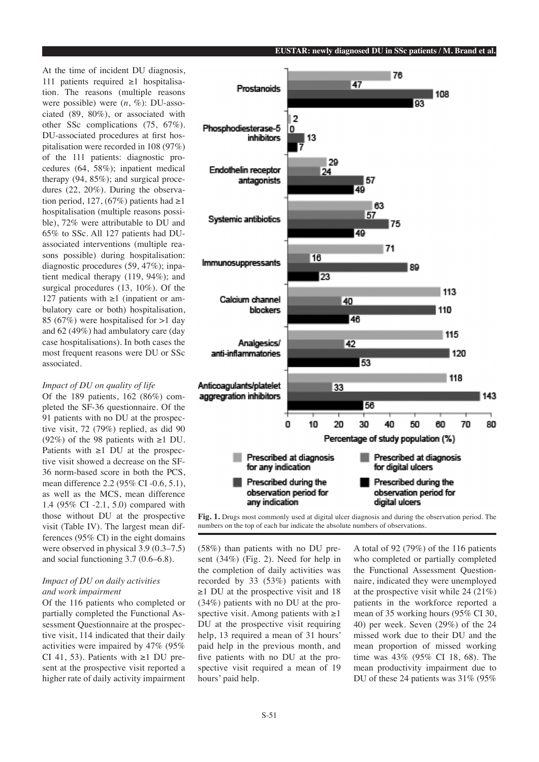At the time of incident DU diagnosis, 111 patients required ≥1 hospitalisation. The reasons (multiple reasons were possible) were (*n*, %): DU-associated (89, 80%), or associated with other SSc complications (75, 67%). DU-associated procedures at first hospitalisation were recorded in 108 (97%) of the 111 patients: diagnostic procedures (64, 58%); inpatient medical therapy (94, 85%); and surgical procedures (22, 20%). During the observation period, 127, (67%) patients had ≥1 hospitalisation (multiple reasons possible), 72% were attributable to DU and 65% to SSc. All 127 patients had DU-associated interventions (multiple reasons possible) during hospitalisation: diagnostic procedures (59, 47%); inpatient medical therapy (119, 94%); and surgical procedures (13, 10%). Of the 127 patients with ≥1 (inpatient or ambulatory care or both) hospitalisation, 85 (67%) were hospitalised for >1 day and 62 (49%) had ambulatory care (day case hospitalisations). In both cases the most frequent reasons were DU or SSc associated.

*Impact of DU on quality of life*

Of the 189 patients, 162 (86%) completed the SF-36 questionnaire. Of the 91 patients with no DU at the prospective visit, 72 (79%) replied, as did 90 (92%) of the 98 patients with ≥1 DU. Patients with ≥1 DU at the prospective visit showed a decrease on the SF-36 norm-based score in both the PCS, mean difference 2.2 (95% CI -0.6, 5.1), as well as the MCS, mean difference 1.4 (95% CI -2.1, 5.0) compared with those without DU at the prospective visit (Table IV). The largest mean differences (95% CI) in the eight domains were observed in physical 3.9 (0.3–7.5) and social functioning 3.7 (0.6–6.8).

*Impact of DU on daily activities and work impairment*

Of the 116 patients who completed or partially completed the Functional Assessment Questionnaire at the prospective visit, 114 indicated that their daily activities were impaired by 47% (95% CI 41, 53). Patients with ≥1 DU present at the prospective visit reported a higher rate of daily activity impairment (58%) than patients with no DU present (34%) (Fig. 2). Need for help in the completion of daily activities was recorded by 33 (53%) patients with ≥1 DU at the prospective visit and 18 (34%) patients with no DU at the prospective visit. Among patients with ≥1 DU at the prospective visit requiring help, 13 required a mean of 31 hours' paid help in the previous month, and five patients with no DU at the prospective visit required a mean of 19 hours' paid help.

A total of 92 (79%) of the 116 patients who completed or partially completed the Functional Assessment Questionnaire, indicated they were unemployed at the prospective visit while 24 (21%) patients in the workforce reported a mean of 35 working hours (95% CI 30, 40) per week. Seven (29%) of the 24 missed work due to their DU and the mean proportion of missed working time was 43% (95% CI 18, 68). The mean productivity impairment due to DU of these 24 patients was 31% (95%

**Fig. 1.** Drugs most commonly used at digital ulcer diagnosis and during the observation period. The numbers on the top of each bar indicate the absolute numbers of observations.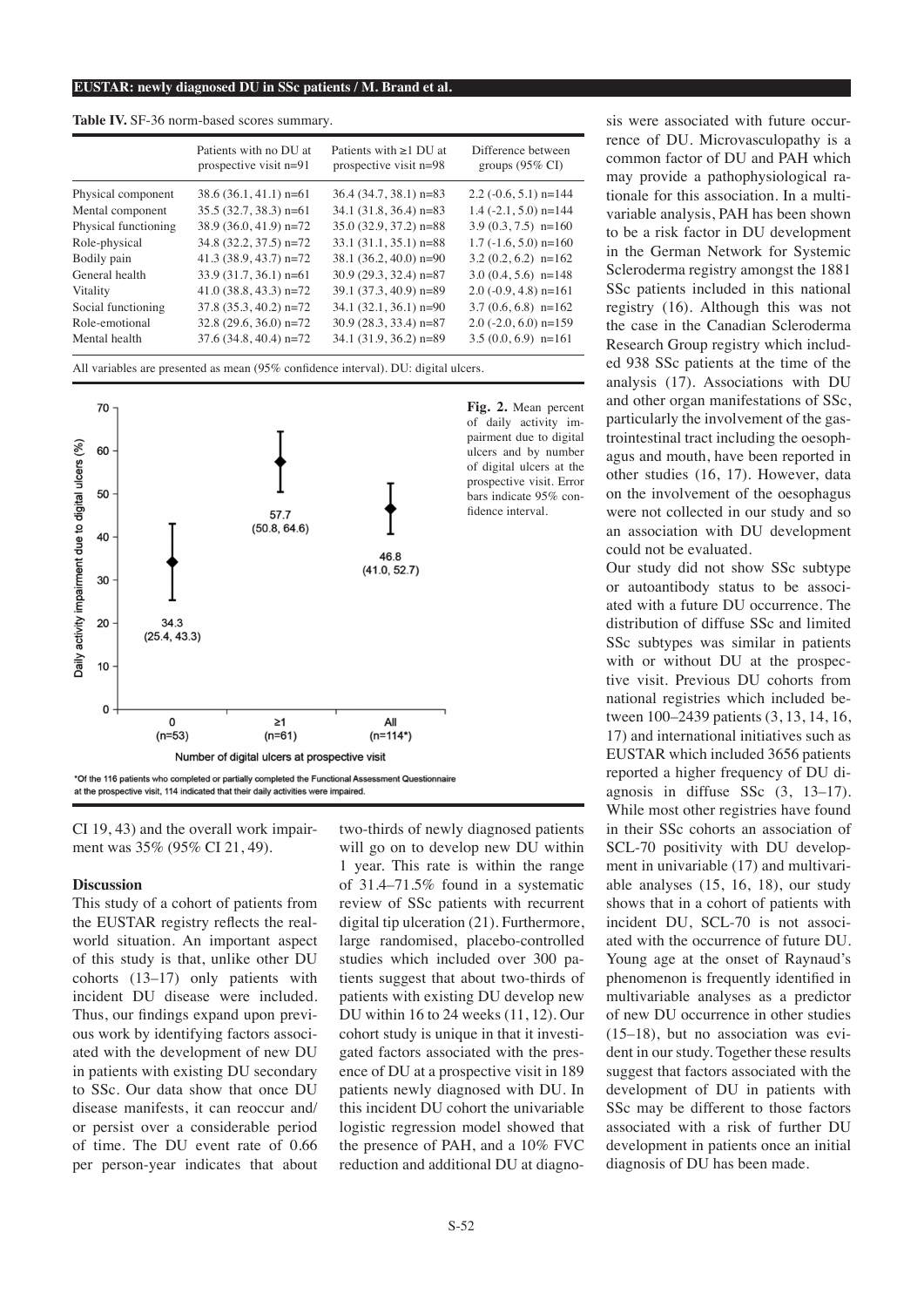**Table IV.** SF-36 norm-based scores summary.

| | Patients with no DU at prospective visit n=91 | Patients with ≥1 DU at prospective visit n=98 | Difference between groups (95% CI) |
|---|---|---|---|
| Physical component | 38.6 (36.1, 41.1) n=61 | 36.4 (34.7, 38.1) n=83 | 2.2 (-0.6, 5.1) n=144 |
| Mental component | 35.5 (32.7, 38.3) n=61 | 34.1 (31.8, 36.4) n=83 | 1.4 (-2.1, 5.0) n=144 |
| Physical functioning | 38.9 (36.0, 41.9) n=72 | 35.0 (32.9, 37.2) n=88 | 3.9 (0.3, 7.5) n=160 |
| Role-physical | 34.8 (32.2, 37.5) n=72 | 33.1 (31.1, 35.1) n=88 | 1.7 (-1.6, 5.0) n=160 |
| Bodily pain | 41.3 (38.9, 43.7) n=72 | 38.1 (36.2, 40.0) n=90 | 3.2 (0.2, 6.2) n=162 |
| General health | 33.9 (31.7, 36.1) n=61 | 30.9 (29.3, 32.4) n=87 | 3.0 (0.4, 5.6) n=148 |
| Vitality | 41.0 (38.8, 43.3) n=72 | 39.1 (37.3, 40.9) n=89 | 2.0 (-0.9, 4.8) n=161 |
| Social functioning | 37.8 (35.3, 40.2) n=72 | 34.1 (32.1, 36.1) n=90 | 3.7 (0.6, 6.8) n=162 |
| Role-emotional | 32.8 (29.6, 36.0) n=72 | 30.9 (28.3, 33.4) n=87 | 2.0 (-2.0, 6.0) n=159 |
| Mental health | 37.6 (34.8, 40.4) n=72 | 34.1 (31.9, 36.2) n=89 | 3.5 (0.0, 6.9) n=161 |

All variables are presented as mean (95% confidence interval). DU: digital ulcers.

**Fig. 2.** Mean percent of daily activity impairment due to digital ulcers and by number of digital ulcers at the prospective visit. Error bars indicate 95% confidence interval.

*Of the 116 patients who completed or partially completed the Functional Assessment Questionnaire at the prospective visit, 114 indicated that their daily activities were impaired.

CI 19, 43) and the overall work impairment was 35% (95% CI 21, 49).

## Discussion

This study of a cohort of patients from the EUSTAR registry reflects the real-world situation. An important aspect of this study is that, unlike other DU cohorts (13–17) only patients with incident DU disease were included. Thus, our findings expand upon previous work by identifying factors associated with the development of new DU in patients with existing DU secondary to SSc. Our data show that once DU disease manifests, it can reoccur and/or persist over a considerable period of time. The DU event rate of 0.66 per person-year indicates that about two-thirds of newly diagnosed patients will go on to develop new DU within 1 year. This rate is within the range of 31.4–71.5% found in a systematic review of SSc patients with recurrent digital tip ulceration (21). Furthermore, large randomised, placebo-controlled studies which included over 300 patients suggest that about two-thirds of patients with existing DU develop new DU within 16 to 24 weeks (11, 12). Our cohort study is unique in that it investigated factors associated with the presence of DU at a prospective visit in 189 patients newly diagnosed with DU. In this incident DU cohort the univariable logistic regression model showed that the presence of PAH, and a 10% FVC reduction and additional DU at diagnosis were associated with future occurrence of DU. Microvasculopathy is a common factor of DU and PAH which may provide a pathophysiological rationale for this association. In a multivariable analysis, PAH has been shown to be a risk factor in DU development in the German Network for Systemic Scleroderma registry amongst the 1881 SSc patients included in this national registry (16). Although this was not the case in the Canadian Scleroderma Research Group registry which included 938 SSc patients at the time of the analysis (17). Associations with DU and other organ manifestations of SSc, particularly the involvement of the gastrointestinal tract including the oesophagus and mouth, have been reported in other studies (16, 17). However, data on the involvement of the oesophagus were not collected in our study and so an association with DU development could not be evaluated.

Our study did not show SSc subtype or autoantibody status to be associated with a future DU occurrence. The distribution of diffuse SSc and limited SSc subtypes was similar in patients with or without DU at the prospective visit. Previous DU cohorts from national registries which included between 100–2439 patients (3, 13, 14, 16, 17) and international initiatives such as EUSTAR which included 3656 patients reported a higher frequency of DU diagnosis in diffuse SSc (3, 13–17). While most other registries have found in their SSc cohorts an association of SCL-70 positivity with DU development in univariable (17) and multivariable analyses (15, 16, 18), our study shows that in a cohort of patients with incident DU, SCL-70 is not associated with the occurrence of future DU. Young age at the onset of Raynaud's phenomenon is frequently identified in multivariable analyses as a predictor of new DU occurrence in other studies (15–18), but no association was evident in our study. Together these results suggest that factors associated with the development of DU in patients with SSc may be different to those factors associated with a risk of further DU development in patients once an initial diagnosis of DU has been made.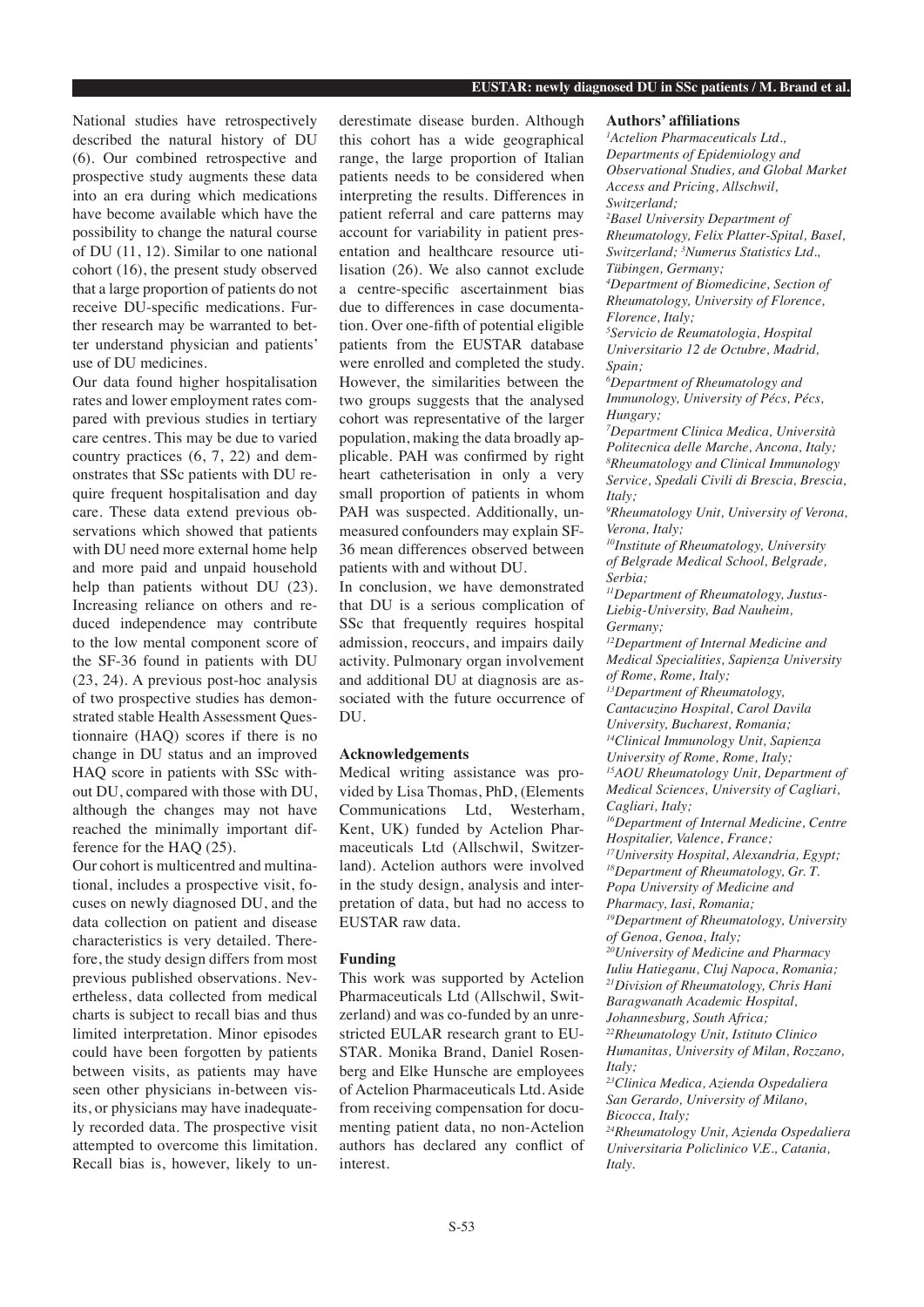National studies have retrospectively described the natural history of DU (6). Our combined retrospective and prospective study augments these data into an era during which medications have become available which have the possibility to change the natural course of DU (11, 12). Similar to one national cohort (16), the present study observed that a large proportion of patients do not receive DU-specific medications. Further research may be warranted to better understand physician and patients' use of DU medicines.

Our data found higher hospitalisation rates and lower employment rates compared with previous studies in tertiary care centres. This may be due to varied country practices (6, 7, 22) and demonstrates that SSc patients with DU require frequent hospitalisation and day care. These data extend previous observations which showed that patients with DU need more external home help and more paid and unpaid household help than patients without DU (23). Increasing reliance on others and reduced independence may contribute to the low mental component score of the SF-36 found in patients with DU (23, 24). A previous post-hoc analysis of two prospective studies has demonstrated stable Health Assessment Questionnaire (HAQ) scores if there is no change in DU status and an improved HAQ score in patients with SSc without DU, compared with those with DU, although the changes may not have reached the minimally important difference for the HAQ (25).

Our cohort is multicentred and multinational, includes a prospective visit, focuses on newly diagnosed DU, and the data collection on patient and disease characteristics is very detailed. Therefore, the study design differs from most previous published observations. Nevertheless, data collected from medical charts is subject to recall bias and thus limited interpretation. Minor episodes could have been forgotten by patients between visits, as patients may have seen other physicians in-between visits, or physicians may have inadequately recorded data. The prospective visit attempted to overcome this limitation. Recall bias is, however, likely to underestimate disease burden. Although this cohort has a wide geographical range, the large proportion of Italian patients needs to be considered when interpreting the results. Differences in patient referral and care patterns may account for variability in patient presentation and healthcare resource utilisation (26). We also cannot exclude a centre-specific ascertainment bias due to differences in case documentation. Over one-fifth of potential eligible patients from the EUSTAR database were enrolled and completed the study. However, the similarities between the two groups suggests that the analysed cohort was representative of the larger population, making the data broadly applicable. PAH was confirmed by right heart catheterisation in only a very small proportion of patients in whom PAH was suspected. Additionally, unmeasured confounders may explain SF-36 mean differences observed between patients with and without DU.

In conclusion, we have demonstrated that DU is a serious complication of SSc that frequently requires hospital admission, reoccurs, and impairs daily activity. Pulmonary organ involvement and additional DU at diagnosis are associated with the future occurrence of DU.

## Acknowledgements

Medical writing assistance was provided by Lisa Thomas, PhD, (Elements Communications Ltd, Westerham, Kent, UK) funded by Actelion Pharmaceuticals Ltd (Allschwil, Switzerland). Actelion authors were involved in the study design, analysis and interpretation of data, but had no access to EUSTAR raw data.

## Funding

This work was supported by Actelion Pharmaceuticals Ltd (Allschwil, Switzerland) and was co-funded by an unrestricted EULAR research grant to EUSTAR. Monika Brand, Daniel Rosenberg and Elke Hunsche are employees of Actelion Pharmaceuticals Ltd. Aside from receiving compensation for documenting patient data, no non-Actelion authors has declared any conflict of interest.

## Authors' affiliations

*[1]Actelion Pharmaceuticals Ltd., Departments of Epidemiology and Observational Studies, and Global Market Access and Pricing, Allschwil, Switzerland;*
*[2]Basel University Department of Rheumatology, Felix Platter-Spital, Basel, Switzerland; [3]Numerus Statistics Ltd., Tübingen, Germany;*
*[4]Department of Biomedicine, Section of Rheumatology, University of Florence, Florence, Italy;*
*[5]Servicio de Reumatologia, Hospital Universitario 12 de Octubre, Madrid, Spain;*
*[6]Department of Rheumatology and Immunology, University of Pécs, Pécs, Hungary;*
*[7]Department Clinica Medica, Università Politecnica delle Marche, Ancona, Italy;*
*[8]Rheumatology and Clinical Immunology Service, Spedali Civili di Brescia, Brescia, Italy;*
*[9]Rheumatology Unit, University of Verona, Verona, Italy;*
*[10]Institute of Rheumatology, University of Belgrade Medical School, Belgrade, Serbia;*
*[11]Department of Rheumatology, Justus-Liebig-University, Bad Nauheim, Germany;*
*[12]Department of Internal Medicine and Medical Specialities, Sapienza University of Rome, Rome, Italy;*
*[13]Department of Rheumatology, Cantacuzino Hospital, Carol Davila University, Bucharest, Romania;*
*[14]Clinical Immunology Unit, Sapienza University of Rome, Rome, Italy;*
*[15]AOU Rheumatology Unit, Department of Medical Sciences, University of Cagliari, Cagliari, Italy;*
*[16]Department of Internal Medicine, Centre Hospitalier, Valence, France;*
*[17]University Hospital, Alexandria, Egypt;*
*[18]Department of Rheumatology, Gr. T. Popa University of Medicine and Pharmacy, Iasi, Romania;*
*[19]Department of Rheumatology, University of Genoa, Genoa, Italy;*
*[20]University of Medicine and Pharmacy Iuliu Hatieganu, Cluj Napoca, Romania;*
*[21]Division of Rheumatology, Chris Hani Baragwanath Academic Hospital, Johannesburg, South Africa;*
*[22]Rheumatology Unit, Istituto Clinico Humanitas, University of Milan, Rozzano, Italy;*
*[23]Clinica Medica, Azienda Ospedaliera San Gerardo, University of Milano, Bicocca, Italy;*
*[24]Rheumatology Unit, Azienda Ospedaliera Universitaria Policlinico V.E., Catania, Italy.*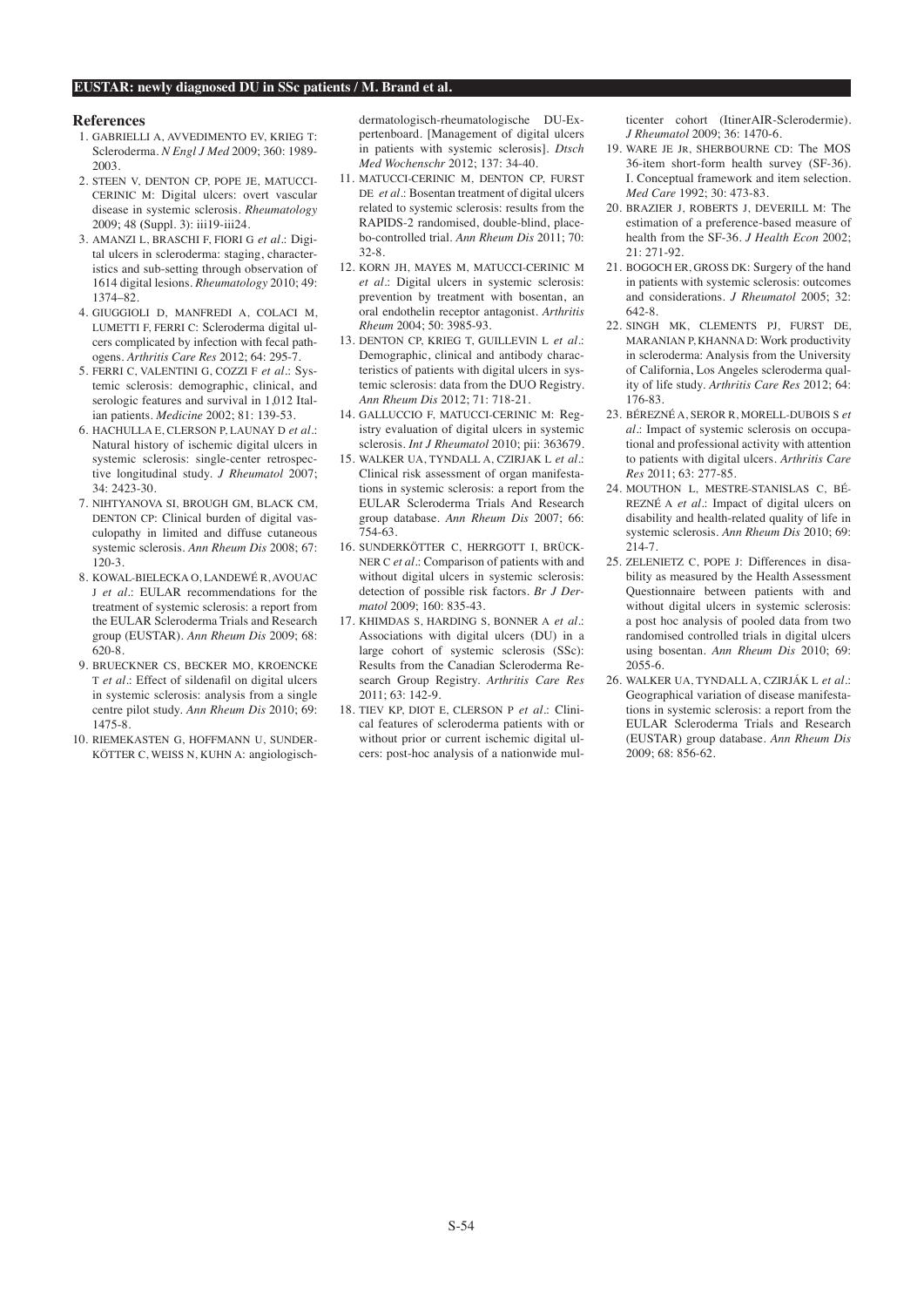## References

1. GABRIELLI A, AVVEDIMENTO EV, KRIEG T: Scleroderma. *N Engl J Med* 2009; 360: 1989-2003.
2. STEEN V, DENTON CP, POPE JE, MATUCCI-CERINIC M: Digital ulcers: overt vascular disease in systemic sclerosis. *Rheumatology* 2009; 48 (Suppl. 3): iii19-iii24.
3. AMANZI L, BRASCHI F, FIORI G *et al*.: Digital ulcers in scleroderma: staging, characteristics and sub-setting through observation of 1614 digital lesions. *Rheumatology* 2010; 49: 1374–82.
4. GIUGGIOLI D, MANFREDI A, COLACI M, LUMETTI F, FERRI C: Scleroderma digital ulcers complicated by infection with fecal pathogens. *Arthritis Care Res* 2012; 64: 295-7.
5. FERRI C, VALENTINI G, COZZI F *et al*.: Systemic sclerosis: demographic, clinical, and serologic features and survival in 1,012 Italian patients. *Medicine* 2002; 81: 139-53.
6. HACHULLA E, CLERSON P, LAUNAY D *et al*.: Natural history of ischemic digital ulcers in systemic sclerosis: single-center retrospective longitudinal study. *J Rheumatol* 2007; 34: 2423-30.
7. NIHTYANOVA SI, BROUGH GM, BLACK CM, DENTON CP: Clinical burden of digital vasculopathy in limited and diffuse cutaneous systemic sclerosis. *Ann Rheum Dis* 2008; 67: 120-3.
8. KOWAL-BIELECKA O, LANDEWÉ R, AVOUAC J *et al*.: EULAR recommendations for the treatment of systemic sclerosis: a report from the EULAR Scleroderma Trials and Research group (EUSTAR). *Ann Rheum Dis* 2009; 68: 620-8.
9. BRUECKNER CS, BECKER MO, KROENCKE T *et al*.: Effect of sildenafil on digital ulcers in systemic sclerosis: analysis from a single centre pilot study. *Ann Rheum Dis* 2010; 69: 1475-8.
10. RIEMEKASTEN G, HOFFMANN U, SUNDERKÖTTER C, WEISS N, KUHN A: angiologisch-dermatologisch-rheumatologische DU-Expertenboard. [Management of digital ulcers in patients with systemic sclerosis]. *Dtsch Med Wochenschr* 2012; 137: 34-40.
11. MATUCCI-CERINIC M, DENTON CP, FURST DE *et al*.: Bosentan treatment of digital ulcers related to systemic sclerosis: results from the RAPIDS-2 randomised, double-blind, placebo-controlled trial. *Ann Rheum Dis* 2011; 70: 32-8.
12. KORN JH, MAYES M, MATUCCI-CERINIC M *et al*.: Digital ulcers in systemic sclerosis: prevention by treatment with bosentan, an oral endothelin receptor antagonist. *Arthritis Rheum* 2004; 50: 3985-93.
13. DENTON CP, KRIEG T, GUILLEVIN L *et al*.: Demographic, clinical and antibody characteristics of patients with digital ulcers in systemic sclerosis: data from the DUO Registry. *Ann Rheum Dis* 2012; 71: 718-21.
14. GALLUCCIO F, MATUCCI-CERINIC M: Registry evaluation of digital ulcers in systemic sclerosis. *Int J Rheumatol* 2010; pii: 363679.
15. WALKER UA, TYNDALL A, CZIRJAK L *et al*.: Clinical risk assessment of organ manifestations in systemic sclerosis: a report from the EULAR Scleroderma Trials And Research group database. *Ann Rheum Dis* 2007; 66: 754-63.
16. SUNDERKÖTTER C, HERRGOTT I, BRÜCKNER C *et al*.: Comparison of patients with and without digital ulcers in systemic sclerosis: detection of possible risk factors. *Br J Dermatol* 2009; 160: 835-43.
17. KHIMDAS S, HARDING S, BONNER A *et al*.: Associations with digital ulcers (DU) in a large cohort of systemic sclerosis (SSc): Results from the Canadian Scleroderma Research Group Registry. *Arthritis Care Res* 2011; 63: 142-9.
18. TIEV KP, DIOT E, CLERSON P *et al*.: Clinical features of scleroderma patients with or without prior or current ischemic digital ulcers: post-hoc analysis of a nationwide multicenter cohort (ItinerAIR-Sclerodermie). *J Rheumatol* 2009; 36: 1470-6.
19. WARE JE JR, SHERBOURNE CD: The MOS 36-item short-form health survey (SF-36). I. Conceptual framework and item selection. *Med Care* 1992; 30: 473-83.
20. BRAZIER J, ROBERTS J, DEVERILL M: The estimation of a preference-based measure of health from the SF-36. *J Health Econ* 2002; 21: 271-92.
21. BOGOCH ER, GROSS DK: Surgery of the hand in patients with systemic sclerosis: outcomes and considerations. *J Rheumatol* 2005; 32: 642-8.
22. SINGH MK, CLEMENTS PJ, FURST DE, MARANIAN P, KHANNA D: Work productivity in scleroderma: Analysis from the University of California, Los Angeles scleroderma quality of life study. *Arthritis Care Res* 2012; 64: 176-83.
23. BÉREZNÉ A, SEROR R, MORELL-DUBOIS S *et al*.: Impact of systemic sclerosis on occupational and professional activity with attention to patients with digital ulcers. *Arthritis Care Res* 2011; 63: 277-85.
24. MOUTHON L, MESTRE-STANISLAS C, BÉREZNÉ A *et al*.: Impact of digital ulcers on disability and health-related quality of life in systemic sclerosis. *Ann Rheum Dis* 2010; 69: 214-7.
25. ZELENIETZ C, POPE J: Differences in disability as measured by the Health Assessment Questionnaire between patients with and without digital ulcers in systemic sclerosis: a post hoc analysis of pooled data from two randomised controlled trials in digital ulcers using bosentan. *Ann Rheum Dis* 2010; 69: 2055-6.
26. WALKER UA, TYNDALL A, CZIRJÁK L *et al*.: Geographical variation of disease manifestations in systemic sclerosis: a report from the EULAR Scleroderma Trials and Research (EUSTAR) group database. *Ann Rheum Dis* 2009; 68: 856-62.